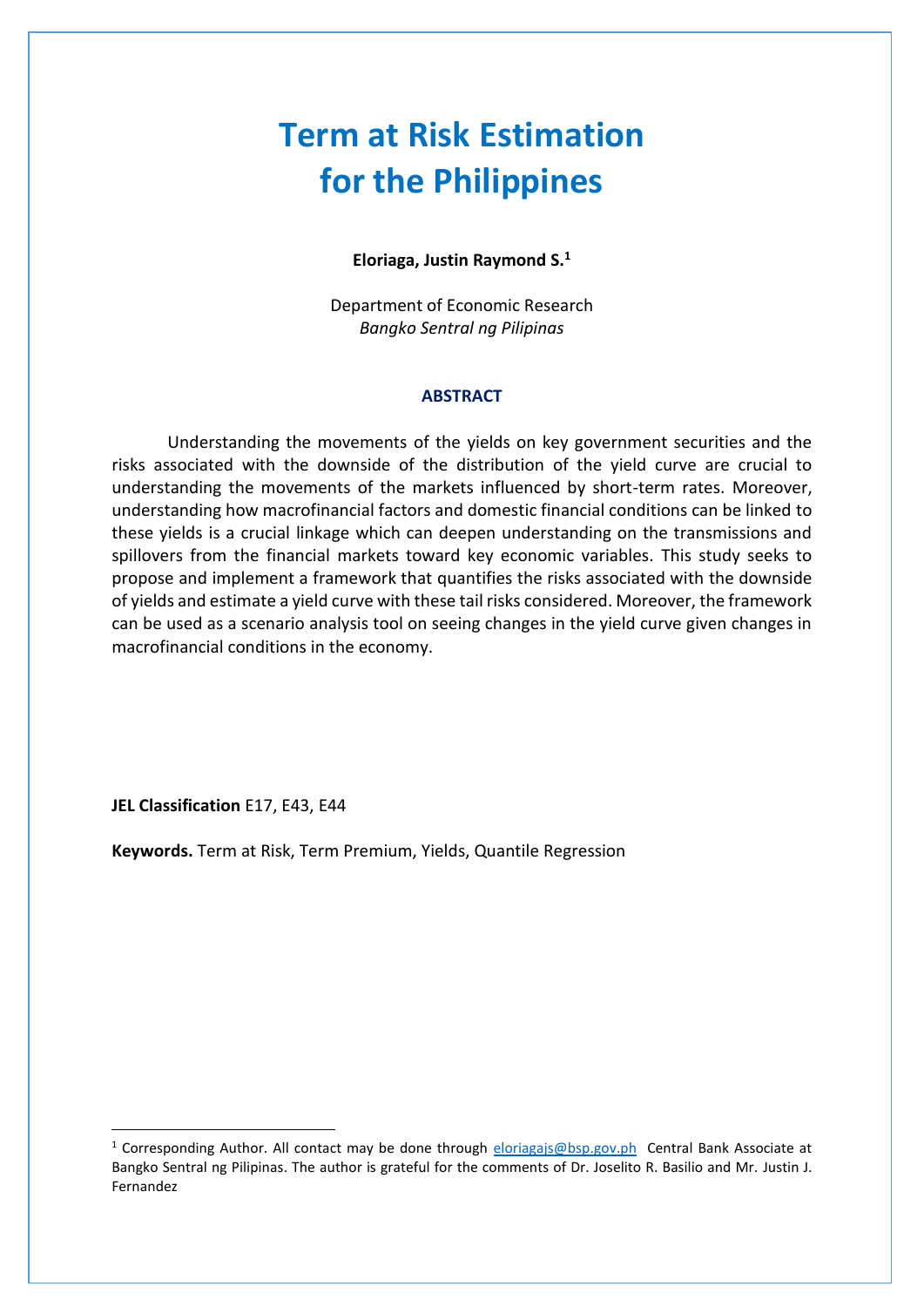# Term at Risk Estimation for the Philippines

**Eloriaga, Justin Raymond S.**[1]

Department of Economic Research
*Bangko Sentral ng Pilipinas*

### ABSTRACT

Understanding the movements of the yields on key government securities and the risks associated with the downside of the distribution of the yield curve are crucial to understanding the movements of the markets influenced by short-term rates. Moreover, understanding how macrofinancial factors and domestic financial conditions can be linked to these yields is a crucial linkage which can deepen understanding on the transmissions and spillovers from the financial markets toward key economic variables. This study seeks to propose and implement a framework that quantifies the risks associated with the downside of yields and estimate a yield curve with these tail risks considered. Moreover, the framework can be used as a scenario analysis tool on seeing changes in the yield curve given changes in macrofinancial conditions in the economy.

**JEL Classification** E17, E43, E44

**Keywords.** Term at Risk, Term Premium, Yields, Quantile Regression

---

[1] Corresponding Author. All contact may be done through eloriagajs@bsp.gov.ph Central Bank Associate at Bangko Sentral ng Pilipinas. The author is grateful for the comments of Dr. Joselito R. Basilio and Mr. Justin J. Fernandez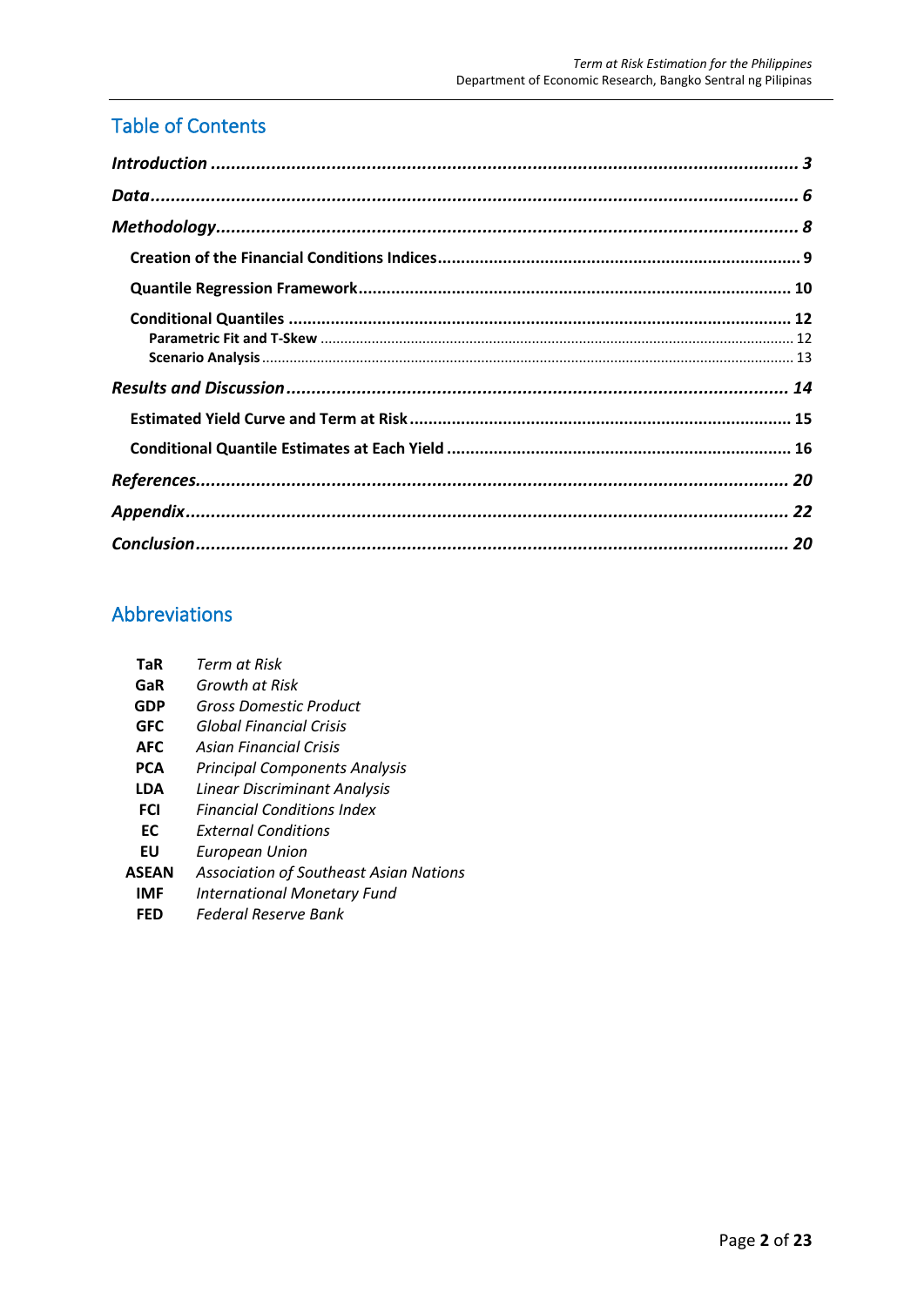## Table of Contents

*Introduction* ..................................................................... *3*

*Data* ..................................................................... *6*

*Methodology* ..................................................................... *8*

- **Creation of the Financial Conditions Indices** ..................................................................... 9
- **Quantile Regression Framework** ..................................................................... 10
- **Conditional Quantiles** ..................................................................... 12
  - **Parametric Fit and T-Skew** ..................................................................... 12
  - **Scenario Analysis** ..................................................................... 13

*Results and Discussion* ..................................................................... *14*

- **Estimated Yield Curve and Term at Risk** ..................................................................... 15
- **Conditional Quantile Estimates at Each Yield** ..................................................................... 16

*References* ..................................................................... *20*

*Appendix* ..................................................................... *22*

*Conclusion* ..................................................................... *20*

## Abbreviations

| | |
|---|---|
| **TaR** | *Term at Risk* |
| **GaR** | *Growth at Risk* |
| **GDP** | *Gross Domestic Product* |
| **GFC** | *Global Financial Crisis* |
| **AFC** | *Asian Financial Crisis* |
| **PCA** | *Principal Components Analysis* |
| **LDA** | *Linear Discriminant Analysis* |
| **FCI** | *Financial Conditions Index* |
| **EC** | *External Conditions* |
| **EU** | *European Union* |
| **ASEAN** | *Association of Southeast Asian Nations* |
| **IMF** | *International Monetary Fund* |
| **FED** | *Federal Reserve Bank* |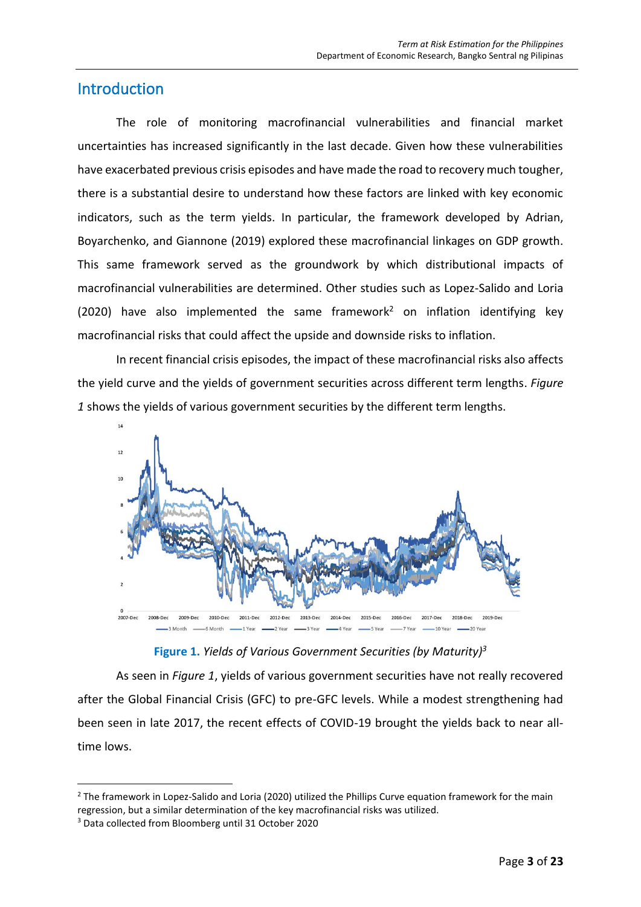## Introduction

The role of monitoring macrofinancial vulnerabilities and financial market uncertainties has increased significantly in the last decade. Given how these vulnerabilities have exacerbated previous crisis episodes and have made the road to recovery much tougher, there is a substantial desire to understand how these factors are linked with key economic indicators, such as the term yields. In particular, the framework developed by Adrian, Boyarchenko, and Giannone (2019) explored these macrofinancial linkages on GDP growth. This same framework served as the groundwork by which distributional impacts of macrofinancial vulnerabilities are determined. Other studies such as Lopez-Salido and Loria (2020) have also implemented the same framework[2] on inflation identifying key macrofinancial risks that could affect the upside and downside risks to inflation.

In recent financial crisis episodes, the impact of these macrofinancial risks also affects the yield curve and the yields of government securities across different term lengths. *Figure 1* shows the yields of various government securities by the different term lengths.

**Figure 1.** *Yields of Various Government Securities (by Maturity)*[3]

As seen in *Figure 1*, yields of various government securities have not really recovered after the Global Financial Crisis (GFC) to pre-GFC levels. While a modest strengthening had been seen in late 2017, the recent effects of COVID-19 brought the yields back to near all-time lows.

---

[2] The framework in Lopez-Salido and Loria (2020) utilized the Phillips Curve equation framework for the main regression, but a similar determination of the key macrofinancial risks was utilized.

[3] Data collected from Bloomberg until 31 October 2020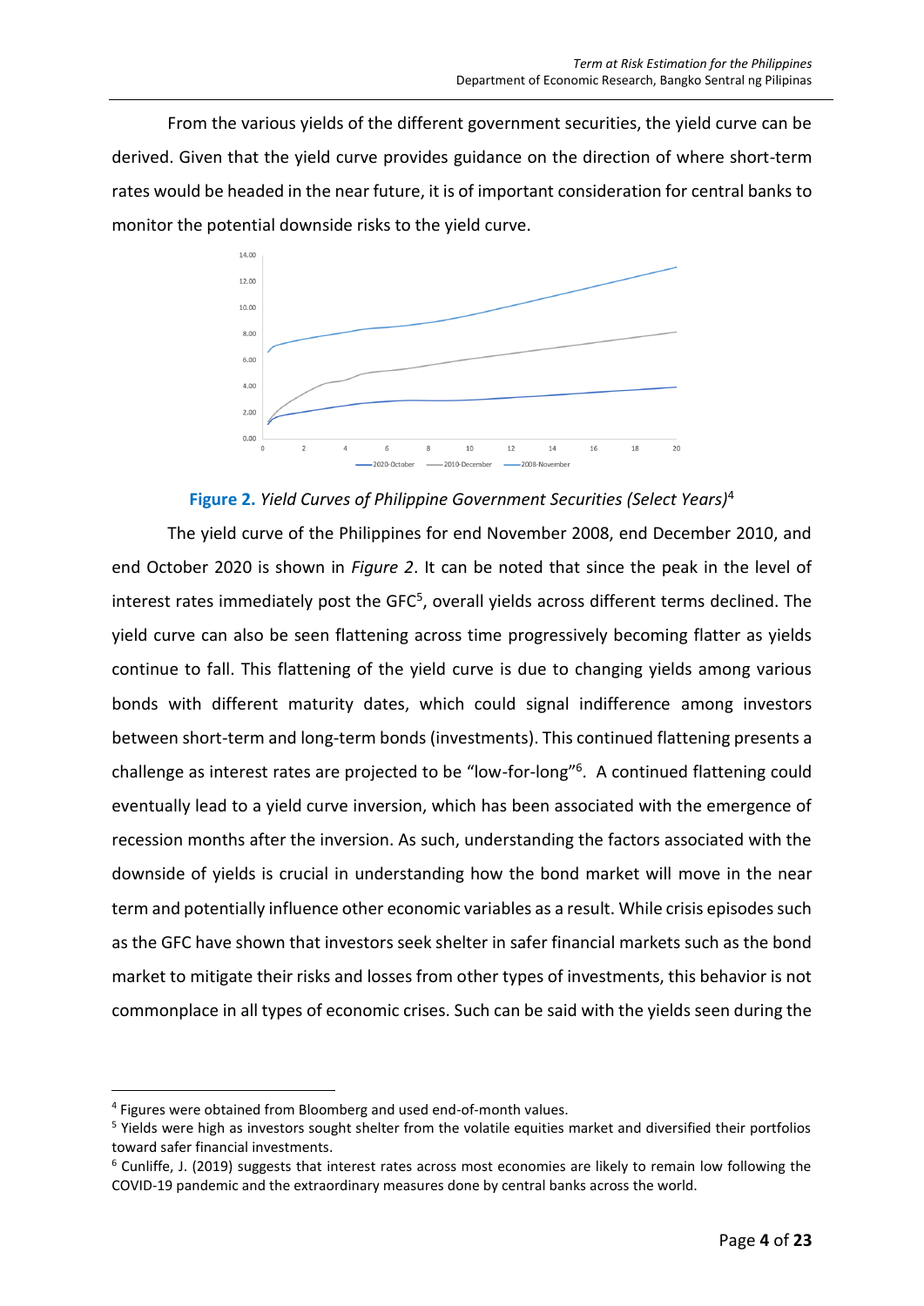From the various yields of the different government securities, the yield curve can be derived. Given that the yield curve provides guidance on the direction of where short-term rates would be headed in the near future, it is of important consideration for central banks to monitor the potential downside risks to the yield curve.

**Figure 2.** *Yield Curves of Philippine Government Securities (Select Years)*[4]

The yield curve of the Philippines for end November 2008, end December 2010, and end October 2020 is shown in *Figure 2*. It can be noted that since the peak in the level of interest rates immediately post the GFC[5], overall yields across different terms declined. The yield curve can also be seen flattening across time progressively becoming flatter as yields continue to fall. This flattening of the yield curve is due to changing yields among various bonds with different maturity dates, which could signal indifference among investors between short-term and long-term bonds (investments). This continued flattening presents a challenge as interest rates are projected to be "low-for-long"[6]. A continued flattening could eventually lead to a yield curve inversion, which has been associated with the emergence of recession months after the inversion. As such, understanding the factors associated with the downside of yields is crucial in understanding how the bond market will move in the near term and potentially influence other economic variables as a result. While crisis episodes such as the GFC have shown that investors seek shelter in safer financial markets such as the bond market to mitigate their risks and losses from other types of investments, this behavior is not commonplace in all types of economic crises. Such can be said with the yields seen during the

---

[4] Figures were obtained from Bloomberg and used end-of-month values.

[5] Yields were high as investors sought shelter from the volatile equities market and diversified their portfolios toward safer financial investments.

[6] Cunliffe, J. (2019) suggests that interest rates across most economies are likely to remain low following the COVID-19 pandemic and the extraordinary measures done by central banks across the world.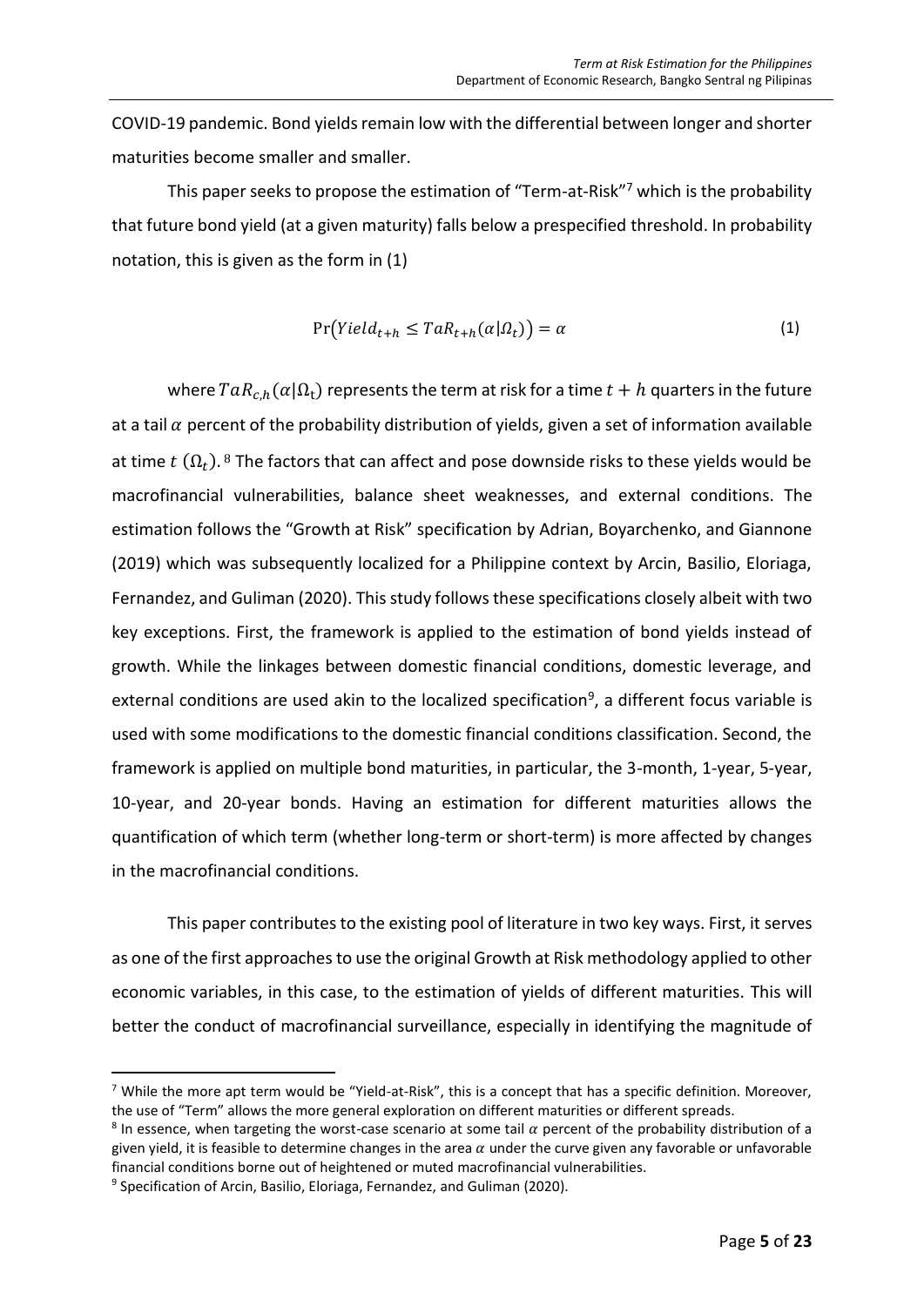COVID-19 pandemic. Bond yields remain low with the differential between longer and shorter maturities become smaller and smaller.

This paper seeks to propose the estimation of "Term-at-Risk"[7] which is the probability that future bond yield (at a given maturity) falls below a prespecified threshold. In probability notation, this is given as the form in (1)

$$\Pr\left(Yield_{t+h} \leq TaR_{t+h}(\alpha|\Omega_t)\right) = \alpha \tag{1}$$

where $TaR_{c,h}(\alpha|\Omega_t)$ represents the term at risk for a time $t+h$ quarters in the future at a tail $\alpha$ percent of the probability distribution of yields, given a set of information available at time $t$ $(\Omega_t)$.[8] The factors that can affect and pose downside risks to these yields would be macrofinancial vulnerabilities, balance sheet weaknesses, and external conditions. The estimation follows the "Growth at Risk" specification by Adrian, Boyarchenko, and Giannone (2019) which was subsequently localized for a Philippine context by Arcin, Basilio, Eloriaga, Fernandez, and Guliman (2020). This study follows these specifications closely albeit with two key exceptions. First, the framework is applied to the estimation of bond yields instead of growth. While the linkages between domestic financial conditions, domestic leverage, and external conditions are used akin to the localized specification[9], a different focus variable is used with some modifications to the domestic financial conditions classification. Second, the framework is applied on multiple bond maturities, in particular, the 3-month, 1-year, 5-year, 10-year, and 20-year bonds. Having an estimation for different maturities allows the quantification of which term (whether long-term or short-term) is more affected by changes in the macrofinancial conditions.

This paper contributes to the existing pool of literature in two key ways. First, it serves as one of the first approaches to use the original Growth at Risk methodology applied to other economic variables, in this case, to the estimation of yields of different maturities. This will better the conduct of macrofinancial surveillance, especially in identifying the magnitude of

---

[7] While the more apt term would be "Yield-at-Risk", this is a concept that has a specific definition. Moreover, the use of "Term" allows the more general exploration on different maturities or different spreads.

[8] In essence, when targeting the worst-case scenario at some tail $\alpha$ percent of the probability distribution of a given yield, it is feasible to determine changes in the area $\alpha$ under the curve given any favorable or unfavorable financial conditions borne out of heightened or muted macrofinancial vulnerabilities.

[9] Specification of Arcin, Basilio, Eloriaga, Fernandez, and Guliman (2020).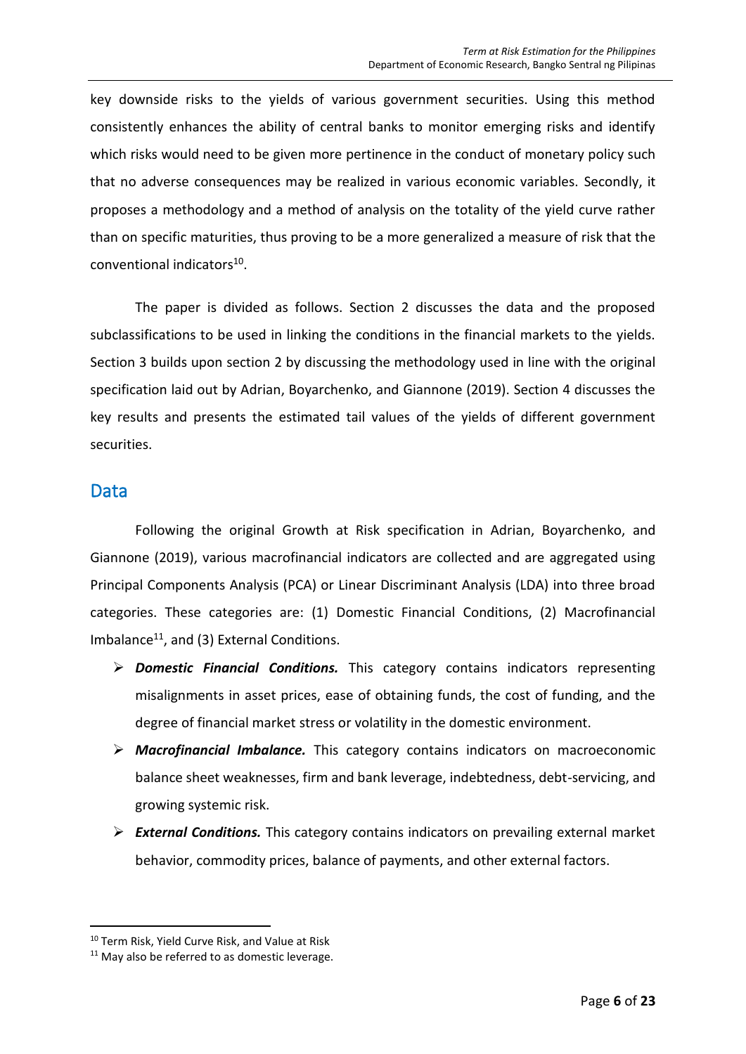key downside risks to the yields of various government securities. Using this method consistently enhances the ability of central banks to monitor emerging risks and identify which risks would need to be given more pertinence in the conduct of monetary policy such that no adverse consequences may be realized in various economic variables. Secondly, it proposes a methodology and a method of analysis on the totality of the yield curve rather than on specific maturities, thus proving to be a more generalized a measure of risk that the conventional indicators[10].

The paper is divided as follows. Section 2 discusses the data and the proposed subclassifications to be used in linking the conditions in the financial markets to the yields. Section 3 builds upon section 2 by discussing the methodology used in line with the original specification laid out by Adrian, Boyarchenko, and Giannone (2019). Section 4 discusses the key results and presents the estimated tail values of the yields of different government securities.

## Data

Following the original Growth at Risk specification in Adrian, Boyarchenko, and Giannone (2019), various macrofinancial indicators are collected and are aggregated using Principal Components Analysis (PCA) or Linear Discriminant Analysis (LDA) into three broad categories. These categories are: (1) Domestic Financial Conditions, (2) Macrofinancial Imbalance[11], and (3) External Conditions.

- ***Domestic Financial Conditions.*** This category contains indicators representing misalignments in asset prices, ease of obtaining funds, the cost of funding, and the degree of financial market stress or volatility in the domestic environment.
- ***Macrofinancial Imbalance.*** This category contains indicators on macroeconomic balance sheet weaknesses, firm and bank leverage, indebtedness, debt-servicing, and growing systemic risk.
- ***External Conditions.*** This category contains indicators on prevailing external market behavior, commodity prices, balance of payments, and other external factors.

[10] Term Risk, Yield Curve Risk, and Value at Risk

[11] May also be referred to as domestic leverage.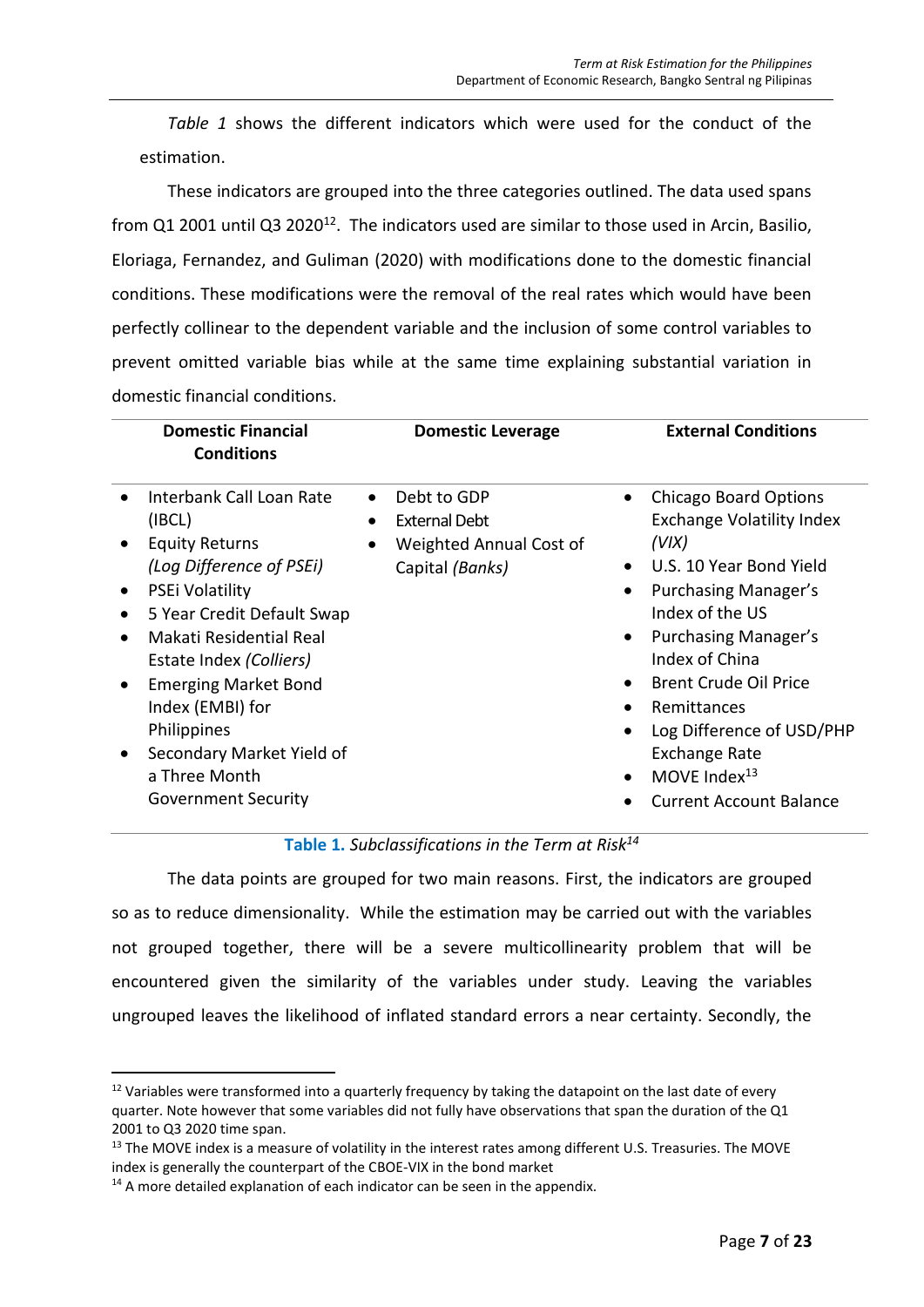*Table 1* shows the different indicators which were used for the conduct of the estimation.

These indicators are grouped into the three categories outlined. The data used spans from Q1 2001 until Q3 2020[12]. The indicators used are similar to those used in Arcin, Basilio, Eloriaga, Fernandez, and Guliman (2020) with modifications done to the domestic financial conditions. These modifications were the removal of the real rates which would have been perfectly collinear to the dependent variable and the inclusion of some control variables to prevent omitted variable bias while at the same time explaining substantial variation in domestic financial conditions.

| Domestic Financial Conditions | Domestic Leverage | External Conditions |
|---|---|---|
| • Interbank Call Loan Rate (IBCL)<br>• Equity Returns *(Log Difference of PSEi)*<br>• PSEi Volatility<br>• 5 Year Credit Default Swap<br>• Makati Residential Real Estate Index *(Colliers)*<br>• Emerging Market Bond Index (EMBI) for Philippines<br>• Secondary Market Yield of a Three Month Government Security | • Debt to GDP<br>• External Debt<br>• Weighted Annual Cost of Capital *(Banks)* | • Chicago Board Options Exchange Volatility Index *(VIX)*<br>• U.S. 10 Year Bond Yield<br>• Purchasing Manager's Index of the US<br>• Purchasing Manager's Index of China<br>• Brent Crude Oil Price<br>• Remittances<br>• Log Difference of USD/PHP Exchange Rate<br>• MOVE Index[13]<br>• Current Account Balance |

**Table 1.** *Subclassifications in the Term at Risk*[14]

The data points are grouped for two main reasons. First, the indicators are grouped so as to reduce dimensionality. While the estimation may be carried out with the variables not grouped together, there will be a severe multicollinearity problem that will be encountered given the similarity of the variables under study. Leaving the variables ungrouped leaves the likelihood of inflated standard errors a near certainty. Secondly, the

[12] Variables were transformed into a quarterly frequency by taking the datapoint on the last date of every quarter. Note however that some variables did not fully have observations that span the duration of the Q1 2001 to Q3 2020 time span.

[13] The MOVE index is a measure of volatility in the interest rates among different U.S. Treasuries. The MOVE index is generally the counterpart of the CBOE-VIX in the bond market

[14] A more detailed explanation of each indicator can be seen in the appendix.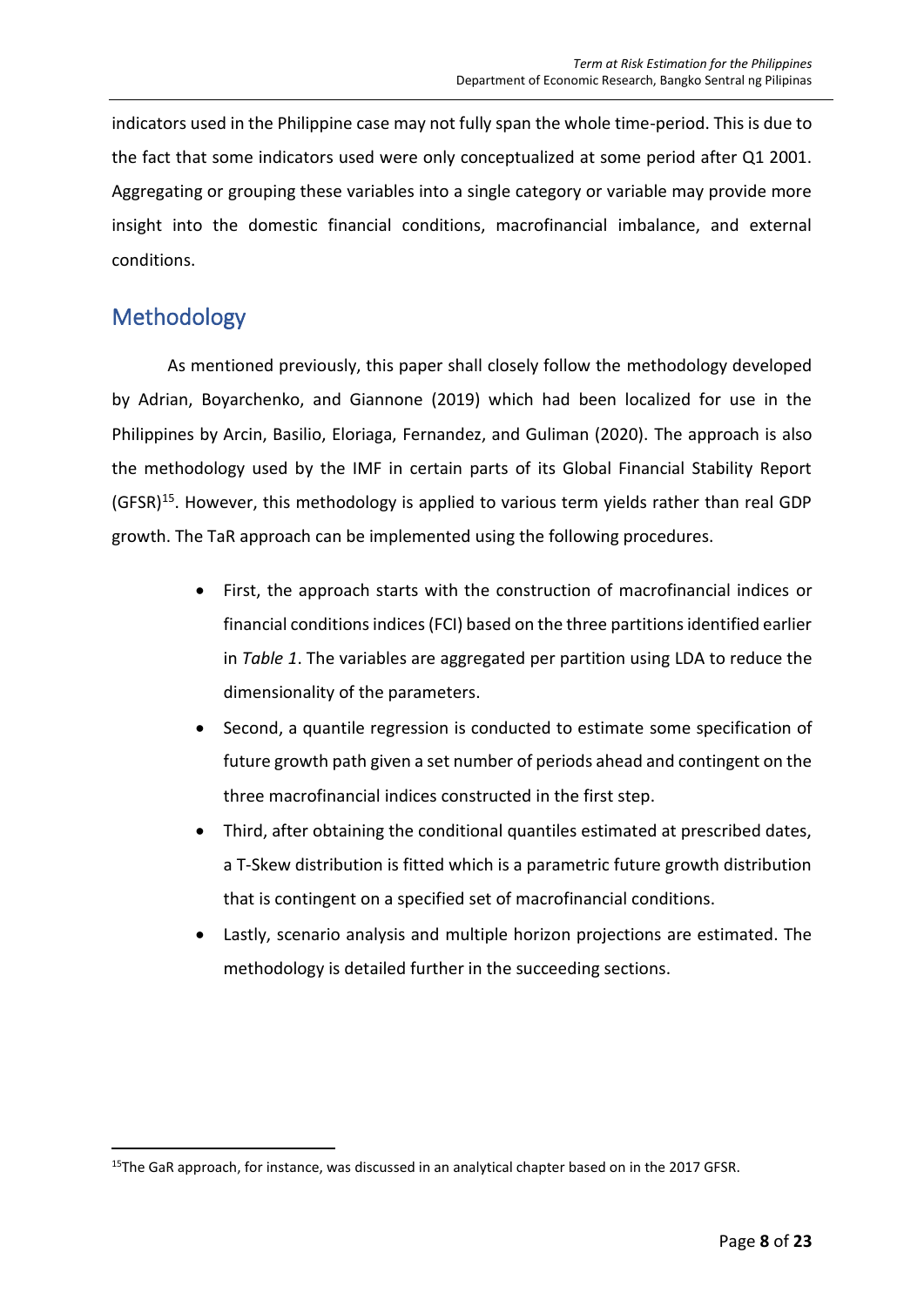indicators used in the Philippine case may not fully span the whole time-period. This is due to the fact that some indicators used were only conceptualized at some period after Q1 2001. Aggregating or grouping these variables into a single category or variable may provide more insight into the domestic financial conditions, macrofinancial imbalance, and external conditions.

## Methodology

As mentioned previously, this paper shall closely follow the methodology developed by Adrian, Boyarchenko, and Giannone (2019) which had been localized for use in the Philippines by Arcin, Basilio, Eloriaga, Fernandez, and Guliman (2020). The approach is also the methodology used by the IMF in certain parts of its Global Financial Stability Report (GFSR)[15]. However, this methodology is applied to various term yields rather than real GDP growth. The TaR approach can be implemented using the following procedures.

- First, the approach starts with the construction of macrofinancial indices or financial conditions indices (FCI) based on the three partitions identified earlier in *Table 1*. The variables are aggregated per partition using LDA to reduce the dimensionality of the parameters.
- Second, a quantile regression is conducted to estimate some specification of future growth path given a set number of periods ahead and contingent on the three macrofinancial indices constructed in the first step.
- Third, after obtaining the conditional quantiles estimated at prescribed dates, a T-Skew distribution is fitted which is a parametric future growth distribution that is contingent on a specified set of macrofinancial conditions.
- Lastly, scenario analysis and multiple horizon projections are estimated. The methodology is detailed further in the succeeding sections.

[15] The GaR approach, for instance, was discussed in an analytical chapter based on in the 2017 GFSR.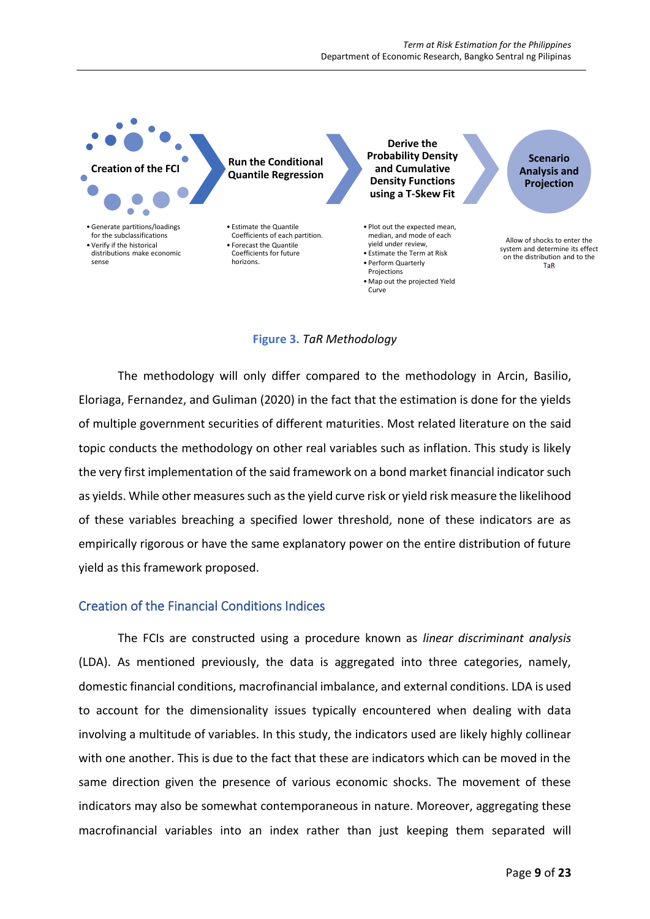**Creation of the FCI**

- Generate partitions/loadings for the subclassifications
- Verify if the historical distributions make economic sense

**Run the Conditional Quantile Regression**

- Estimate the Quantile Coefficients of each partition.
- Forecast the Quantile Coefficients for future horizons.

**Derive the Probability Density and Cumulative Density Functions using a T-Skew Fit**

- Plot out the expected mean, median, and mode of each yield under review,
- Estimate the Term at Risk
- Perform Quarterly Projections
- Map out the projected Yield Curve

**Scenario Analysis and Projection**

Allow of shocks to enter the system and determine its effect on the distribution and to the TaR

**Figure 3.** *TaR Methodology*

The methodology will only differ compared to the methodology in Arcin, Basilio, Eloriaga, Fernandez, and Guliman (2020) in the fact that the estimation is done for the yields of multiple government securities of different maturities. Most related literature on the said topic conducts the methodology on other real variables such as inflation. This study is likely the very first implementation of the said framework on a bond market financial indicator such as yields. While other measures such as the yield curve risk or yield risk measure the likelihood of these variables breaching a specified lower threshold, none of these indicators are as empirically rigorous or have the same explanatory power on the entire distribution of future yield as this framework proposed.

## Creation of the Financial Conditions Indices

The FCIs are constructed using a procedure known as *linear discriminant analysis* (LDA). As mentioned previously, the data is aggregated into three categories, namely, domestic financial conditions, macrofinancial imbalance, and external conditions. LDA is used to account for the dimensionality issues typically encountered when dealing with data involving a multitude of variables. In this study, the indicators used are likely highly collinear with one another. This is due to the fact that these are indicators which can be moved in the same direction given the presence of various economic shocks. The movement of these indicators may also be somewhat contemporaneous in nature. Moreover, aggregating these macrofinancial variables into an index rather than just keeping them separated will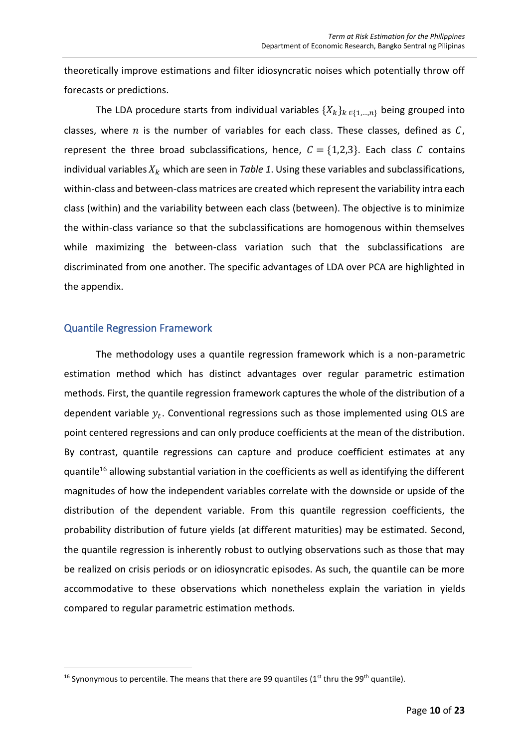theoretically improve estimations and filter idiosyncratic noises which potentially throw off forecasts or predictions.

The LDA procedure starts from individual variables $\{X_k\}_{k \in \{1,\ldots,n\}}$ being grouped into classes, where $n$ is the number of variables for each class. These classes, defined as $C$, represent the three broad subclassifications, hence, $C = \{1,2,3\}$. Each class $C$ contains individual variables $X_k$ which are seen in *Table 1*. Using these variables and subclassifications, within-class and between-class matrices are created which represent the variability intra each class (within) and the variability between each class (between). The objective is to minimize the within-class variance so that the subclassifications are homogenous within themselves while maximizing the between-class variation such that the subclassifications are discriminated from one another. The specific advantages of LDA over PCA are highlighted in the appendix.

## Quantile Regression Framework

The methodology uses a quantile regression framework which is a non-parametric estimation method which has distinct advantages over regular parametric estimation methods. First, the quantile regression framework captures the whole of the distribution of a dependent variable $y_t$. Conventional regressions such as those implemented using OLS are point centered regressions and can only produce coefficients at the mean of the distribution. By contrast, quantile regressions can capture and produce coefficient estimates at any quantile[16] allowing substantial variation in the coefficients as well as identifying the different magnitudes of how the independent variables correlate with the downside or upside of the distribution of the dependent variable. From this quantile regression coefficients, the probability distribution of future yields (at different maturities) may be estimated. Second, the quantile regression is inherently robust to outlying observations such as those that may be realized on crisis periods or on idiosyncratic episodes. As such, the quantile can be more accommodative to these observations which nonetheless explain the variation in yields compared to regular parametric estimation methods.

---

[16] Synonymous to percentile. The means that there are 99 quantiles (1st thru the 99th quantile).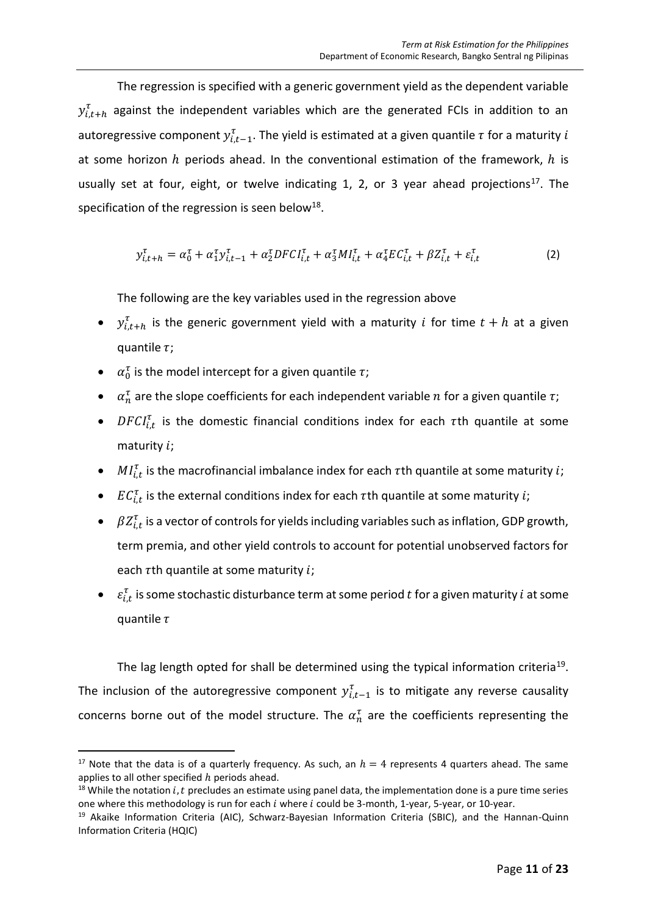The regression is specified with a generic government yield as the dependent variable $y^{\tau}_{i,t+h}$ against the independent variables which are the generated FCIs in addition to an autoregressive component $y^{\tau}_{i,t-1}$. The yield is estimated at a given quantile $\tau$ for a maturity $i$ at some horizon $h$ periods ahead. In the conventional estimation of the framework, $h$ is usually set at four, eight, or twelve indicating 1, 2, or 3 year ahead projections[17]. The specification of the regression is seen below[18].

$$y^{\tau}_{i,t+h} = \alpha^{\tau}_{0} + \alpha^{\tau}_{1} y^{\tau}_{i,t-1} + \alpha^{\tau}_{2} DFCI^{\tau}_{i,t} + \alpha^{\tau}_{3} MI^{\tau}_{i,t} + \alpha^{\tau}_{4} EC^{\tau}_{i,t} + \beta Z^{\tau}_{i,t} + \varepsilon^{\tau}_{i,t} \tag{2}$$

The following are the key variables used in the regression above

- $y^{\tau}_{i,t+h}$ is the generic government yield with a maturity $i$ for time $t+h$ at a given quantile $\tau$;
- $\alpha^{\tau}_{0}$ is the model intercept for a given quantile $\tau$;
- $\alpha^{\tau}_{n}$ are the slope coefficients for each independent variable $n$ for a given quantile $\tau$;
- $DFCI^{\tau}_{i,t}$ is the domestic financial conditions index for each $\tau$th quantile at some maturity $i$;
- $MI^{\tau}_{i,t}$ is the macrofinancial imbalance index for each $\tau$th quantile at some maturity $i$;
- $EC^{\tau}_{i,t}$ is the external conditions index for each $\tau$th quantile at some maturity $i$;
- $\beta Z^{\tau}_{i,t}$ is a vector of controls for yields including variables such as inflation, GDP growth, term premia, and other yield controls to account for potential unobserved factors for each $\tau$th quantile at some maturity $i$;
- $\varepsilon^{\tau}_{i,t}$ is some stochastic disturbance term at some period $t$ for a given maturity $i$ at some quantile $\tau$

The lag length opted for shall be determined using the typical information criteria[19]. The inclusion of the autoregressive component $y^{\tau}_{i,t-1}$ is to mitigate any reverse causality concerns borne out of the model structure. The $\alpha^{\tau}_{n}$ are the coefficients representing the

[17] Note that the data is of a quarterly frequency. As such, an $h = 4$ represents 4 quarters ahead. The same applies to all other specified $h$ periods ahead.

[18] While the notation $i, t$ precludes an estimate using panel data, the implementation done is a pure time series one where this methodology is run for each $i$ where $i$ could be 3-month, 1-year, 5-year, or 10-year.

[19] Akaike Information Criteria (AIC), Schwarz-Bayesian Information Criteria (SBIC), and the Hannan-Quinn Information Criteria (HQIC)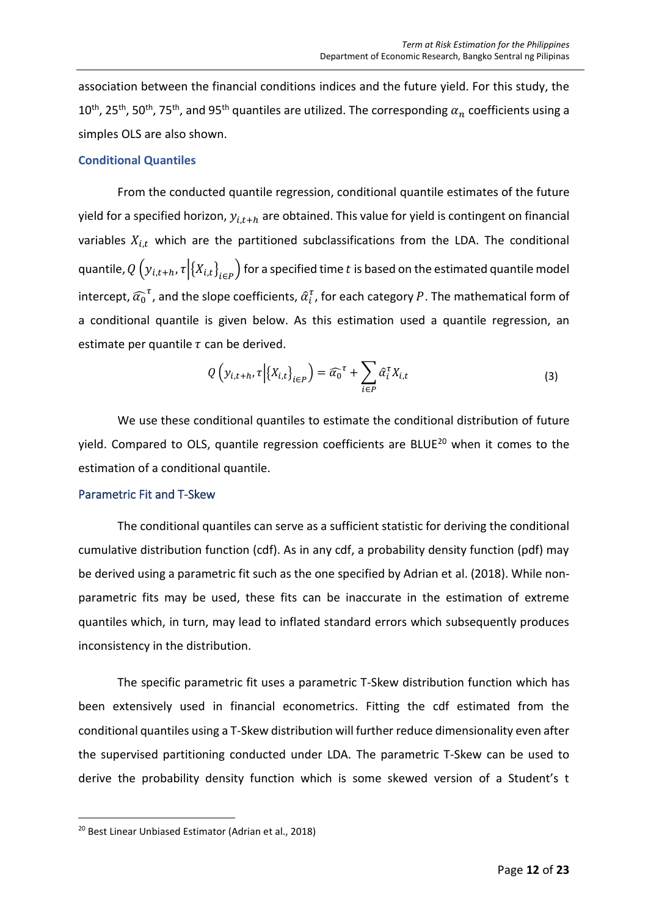association between the financial conditions indices and the future yield. For this study, the 10th, 25th, 50th, 75th, and 95th quantiles are utilized. The corresponding $\alpha_n$ coefficients using a simples OLS are also shown.

### Conditional Quantiles

From the conducted quantile regression, conditional quantile estimates of the future yield for a specified horizon, $y_{i,t+h}$ are obtained. This value for yield is contingent on financial variables $X_{i,t}$ which are the partitioned subclassifications from the LDA. The conditional quantile, $Q\left(y_{i,t+h}, \tau \middle| \{X_{i,t}\}_{i \in P}\right)$ for a specified time $t$ is based on the estimated quantile model intercept, $\widehat{\alpha_0}^{\tau}$, and the slope coefficients, $\hat{\alpha}_i^{\tau}$, for each category $P$. The mathematical form of a conditional quantile is given below. As this estimation used a quantile regression, an estimate per quantile $\tau$ can be derived.

$$Q\left(y_{i,t+h}, \tau \middle| \{X_{i,t}\}_{i \in P}\right) = \widehat{\alpha_0}^{\tau} + \sum_{i \in P} \hat{\alpha}_i^{\tau} X_{i,t} \tag{3}$$

We use these conditional quantiles to estimate the conditional distribution of future yield. Compared to OLS, quantile regression coefficients are BLUE[20] when it comes to the estimation of a conditional quantile.

### Parametric Fit and T-Skew

The conditional quantiles can serve as a sufficient statistic for deriving the conditional cumulative distribution function (cdf). As in any cdf, a probability density function (pdf) may be derived using a parametric fit such as the one specified by Adrian et al. (2018). While non-parametric fits may be used, these fits can be inaccurate in the estimation of extreme quantiles which, in turn, may lead to inflated standard errors which subsequently produces inconsistency in the distribution.

The specific parametric fit uses a parametric T-Skew distribution function which has been extensively used in financial econometrics. Fitting the cdf estimated from the conditional quantiles using a T-Skew distribution will further reduce dimensionality even after the supervised partitioning conducted under LDA. The parametric T-Skew can be used to derive the probability density function which is some skewed version of a Student's t

[20] Best Linear Unbiased Estimator (Adrian et al., 2018)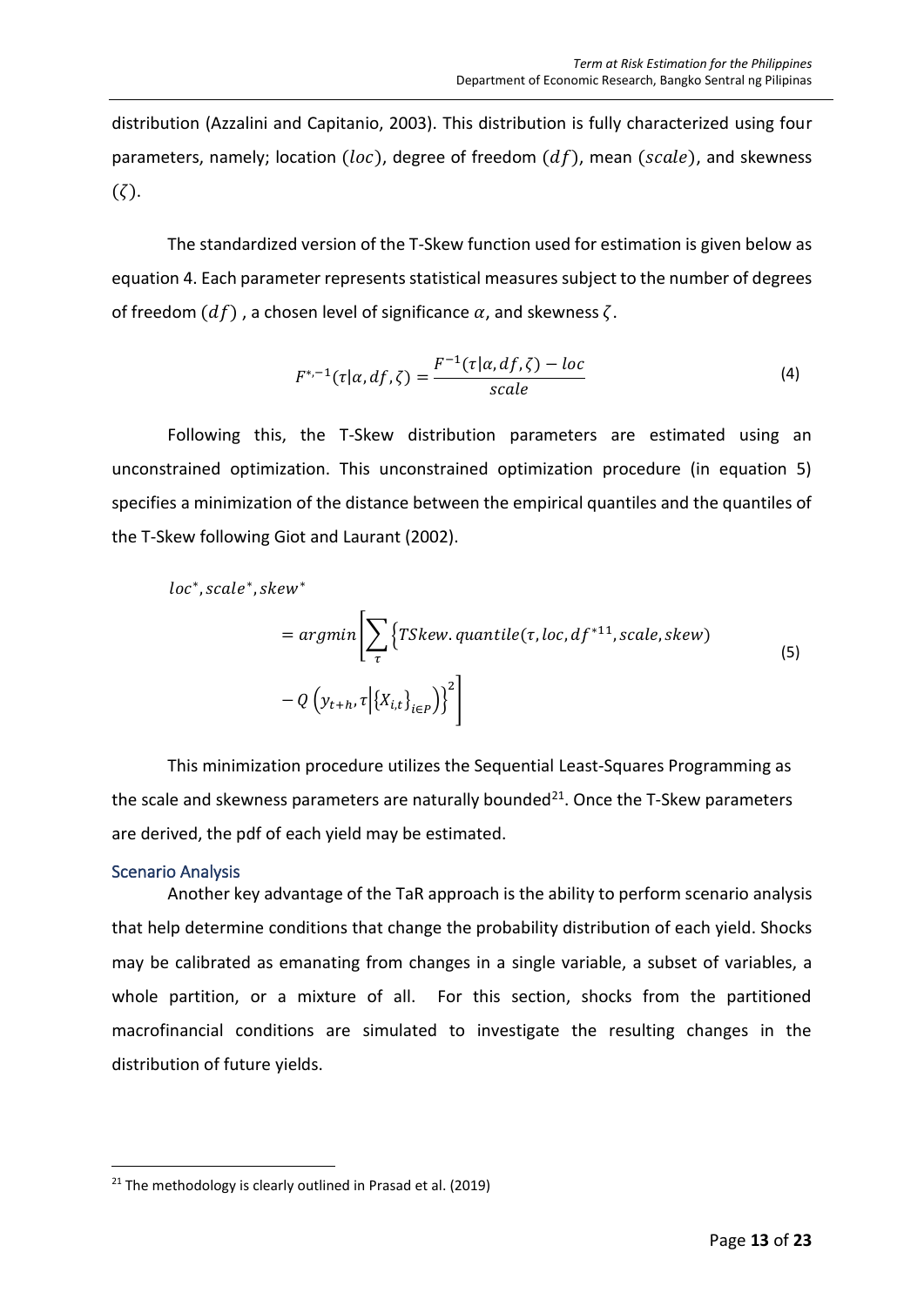distribution (Azzalini and Capitanio, 2003). This distribution is fully characterized using four parameters, namely; location ($loc$), degree of freedom ($df$), mean ($scale$), and skewness ($\zeta$).

The standardized version of the T-Skew function used for estimation is given below as equation 4. Each parameter represents statistical measures subject to the number of degrees of freedom ($df$) , a chosen level of significance $\alpha$, and skewness $\zeta$.

$$F^{*,-1}(\tau|\alpha, df, \zeta) = \frac{F^{-1}(\tau|\alpha, df, \zeta) - loc}{scale} \tag{4}$$

Following this, the T-Skew distribution parameters are estimated using an unconstrained optimization. This unconstrained optimization procedure (in equation 5) specifies a minimization of the distance between the empirical quantiles and the quantiles of the T-Skew following Giot and Laurant (2002).

$$loc^*, scale^*, skew^* = argmin\left[\sum_{\tau}\left\{TSkew.quantile(\tau, loc, df^{*11}, scale, skew) - Q\left(y_{t+h}, \tau\middle|\{X_{i,t}\}_{i\in P}\right)\right\}^2\right] \tag{5}$$

This minimization procedure utilizes the Sequential Least-Squares Programming as the scale and skewness parameters are naturally bounded[21]. Once the T-Skew parameters are derived, the pdf of each yield may be estimated.

### Scenario Analysis

Another key advantage of the TaR approach is the ability to perform scenario analysis that help determine conditions that change the probability distribution of each yield. Shocks may be calibrated as emanating from changes in a single variable, a subset of variables, a whole partition, or a mixture of all. For this section, shocks from the partitioned macrofinancial conditions are simulated to investigate the resulting changes in the distribution of future yields.

[21] The methodology is clearly outlined in Prasad et al. (2019)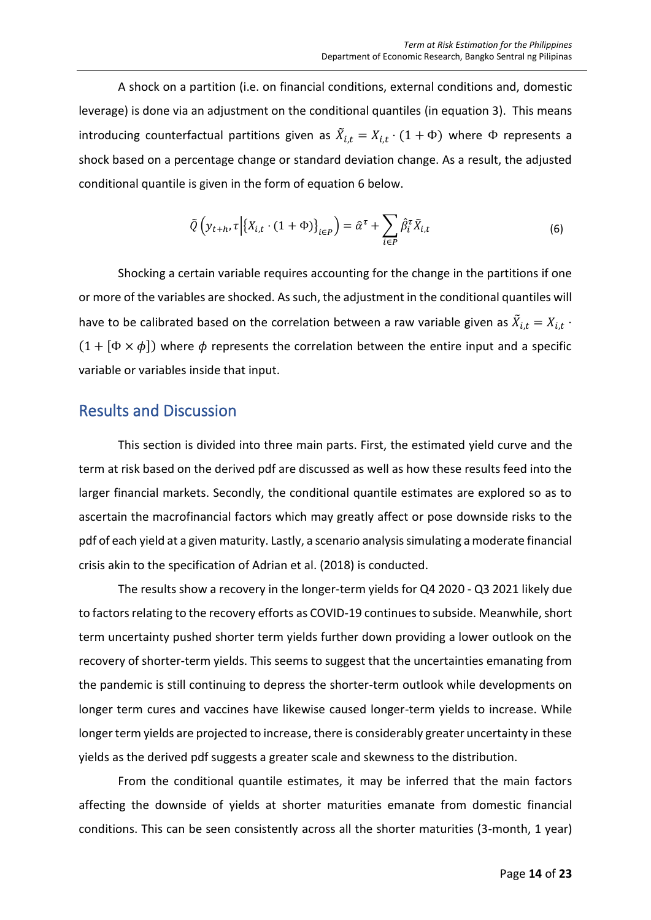A shock on a partition (i.e. on financial conditions, external conditions and, domestic leverage) is done via an adjustment on the conditional quantiles (in equation 3). This means introducing counterfactual partitions given as $\tilde{X}_{i,t} = X_{i,t} \cdot (1 + \Phi)$ where $\Phi$ represents a shock based on a percentage change or standard deviation change. As a result, the adjusted conditional quantile is given in the form of equation 6 below.

$$\tilde{Q}\left(y_{t+h}, \tau \middle| \{X_{i,t} \cdot (1 + \Phi)\}_{i \in P}\right) = \hat{\alpha}^{\tau} + \sum_{i \in P} \hat{\beta}_i^{\tau} \tilde{X}_{i,t} \tag{6}$$

Shocking a certain variable requires accounting for the change in the partitions if one or more of the variables are shocked. As such, the adjustment in the conditional quantiles will have to be calibrated based on the correlation between a raw variable given as $\tilde{X}_{i,t} = X_{i,t} \cdot (1 + [\Phi \times \phi])$ where $\phi$ represents the correlation between the entire input and a specific variable or variables inside that input.

## Results and Discussion

This section is divided into three main parts. First, the estimated yield curve and the term at risk based on the derived pdf are discussed as well as how these results feed into the larger financial markets. Secondly, the conditional quantile estimates are explored so as to ascertain the macrofinancial factors which may greatly affect or pose downside risks to the pdf of each yield at a given maturity. Lastly, a scenario analysis simulating a moderate financial crisis akin to the specification of Adrian et al. (2018) is conducted.

The results show a recovery in the longer-term yields for Q4 2020 - Q3 2021 likely due to factors relating to the recovery efforts as COVID-19 continues to subside. Meanwhile, short term uncertainty pushed shorter term yields further down providing a lower outlook on the recovery of shorter-term yields. This seems to suggest that the uncertainties emanating from the pandemic is still continuing to depress the shorter-term outlook while developments on longer term cures and vaccines have likewise caused longer-term yields to increase. While longer term yields are projected to increase, there is considerably greater uncertainty in these yields as the derived pdf suggests a greater scale and skewness to the distribution.

From the conditional quantile estimates, it may be inferred that the main factors affecting the downside of yields at shorter maturities emanate from domestic financial conditions. This can be seen consistently across all the shorter maturities (3-month, 1 year)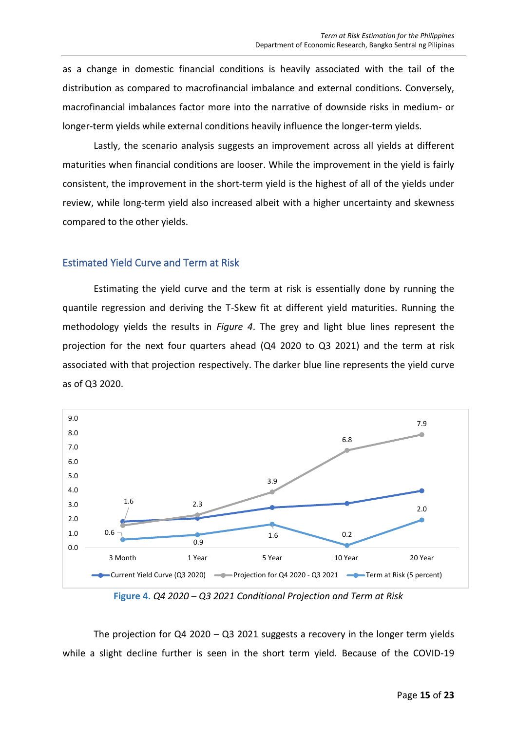as a change in domestic financial conditions is heavily associated with the tail of the distribution as compared to macrofinancial imbalance and external conditions. Conversely, macrofinancial imbalances factor more into the narrative of downside risks in medium- or longer-term yields while external conditions heavily influence the longer-term yields.

Lastly, the scenario analysis suggests an improvement across all yields at different maturities when financial conditions are looser. While the improvement in the yield is fairly consistent, the improvement in the short-term yield is the highest of all of the yields under review, while long-term yield also increased albeit with a higher uncertainty and skewness compared to the other yields.

## Estimated Yield Curve and Term at Risk

Estimating the yield curve and the term at risk is essentially done by running the quantile regression and deriving the T-Skew fit at different yield maturities. Running the methodology yields the results in *Figure 4*. The grey and light blue lines represent the projection for the next four quarters ahead (Q4 2020 to Q3 2021) and the term at risk associated with that projection respectively. The darker blue line represents the yield curve as of Q3 2020.

**Figure 4.** *Q4 2020 – Q3 2021 Conditional Projection and Term at Risk*

The projection for Q4 2020 – Q3 2021 suggests a recovery in the longer term yields while a slight decline further is seen in the short term yield. Because of the COVID-19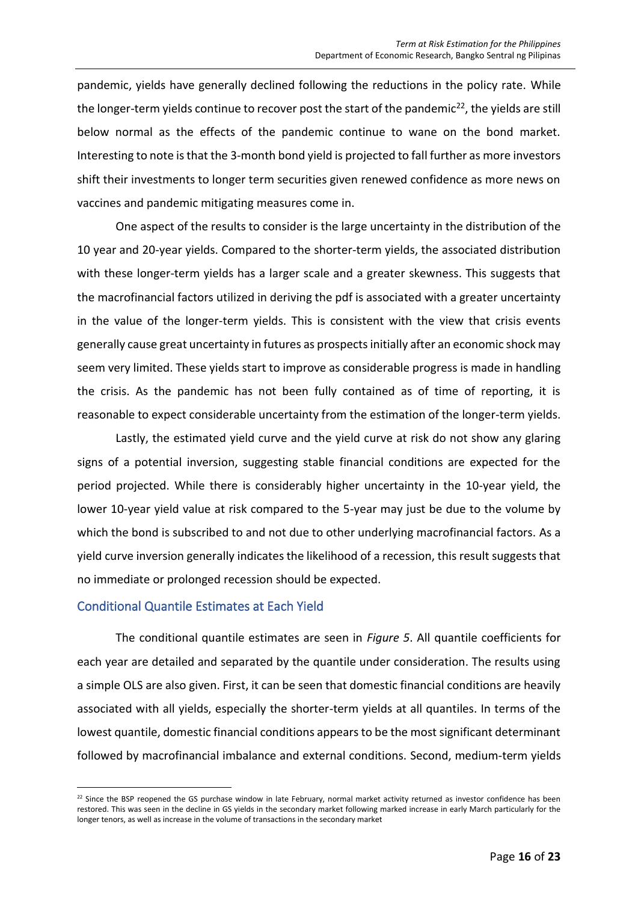pandemic, yields have generally declined following the reductions in the policy rate. While the longer-term yields continue to recover post the start of the pandemic[22], the yields are still below normal as the effects of the pandemic continue to wane on the bond market. Interesting to note is that the 3-month bond yield is projected to fall further as more investors shift their investments to longer term securities given renewed confidence as more news on vaccines and pandemic mitigating measures come in.

One aspect of the results to consider is the large uncertainty in the distribution of the 10 year and 20-year yields. Compared to the shorter-term yields, the associated distribution with these longer-term yields has a larger scale and a greater skewness. This suggests that the macrofinancial factors utilized in deriving the pdf is associated with a greater uncertainty in the value of the longer-term yields. This is consistent with the view that crisis events generally cause great uncertainty in futures as prospects initially after an economic shock may seem very limited. These yields start to improve as considerable progress is made in handling the crisis. As the pandemic has not been fully contained as of time of reporting, it is reasonable to expect considerable uncertainty from the estimation of the longer-term yields.

Lastly, the estimated yield curve and the yield curve at risk do not show any glaring signs of a potential inversion, suggesting stable financial conditions are expected for the period projected. While there is considerably higher uncertainty in the 10-year yield, the lower 10-year yield value at risk compared to the 5-year may just be due to the volume by which the bond is subscribed to and not due to other underlying macrofinancial factors. As a yield curve inversion generally indicates the likelihood of a recession, this result suggests that no immediate or prolonged recession should be expected.

## Conditional Quantile Estimates at Each Yield

The conditional quantile estimates are seen in *Figure 5*. All quantile coefficients for each year are detailed and separated by the quantile under consideration. The results using a simple OLS are also given. First, it can be seen that domestic financial conditions are heavily associated with all yields, especially the shorter-term yields at all quantiles. In terms of the lowest quantile, domestic financial conditions appears to be the most significant determinant followed by macrofinancial imbalance and external conditions. Second, medium-term yields

[22] Since the BSP reopened the GS purchase window in late February, normal market activity returned as investor confidence has been restored. This was seen in the decline in GS yields in the secondary market following marked increase in early March particularly for the longer tenors, as well as increase in the volume of transactions in the secondary market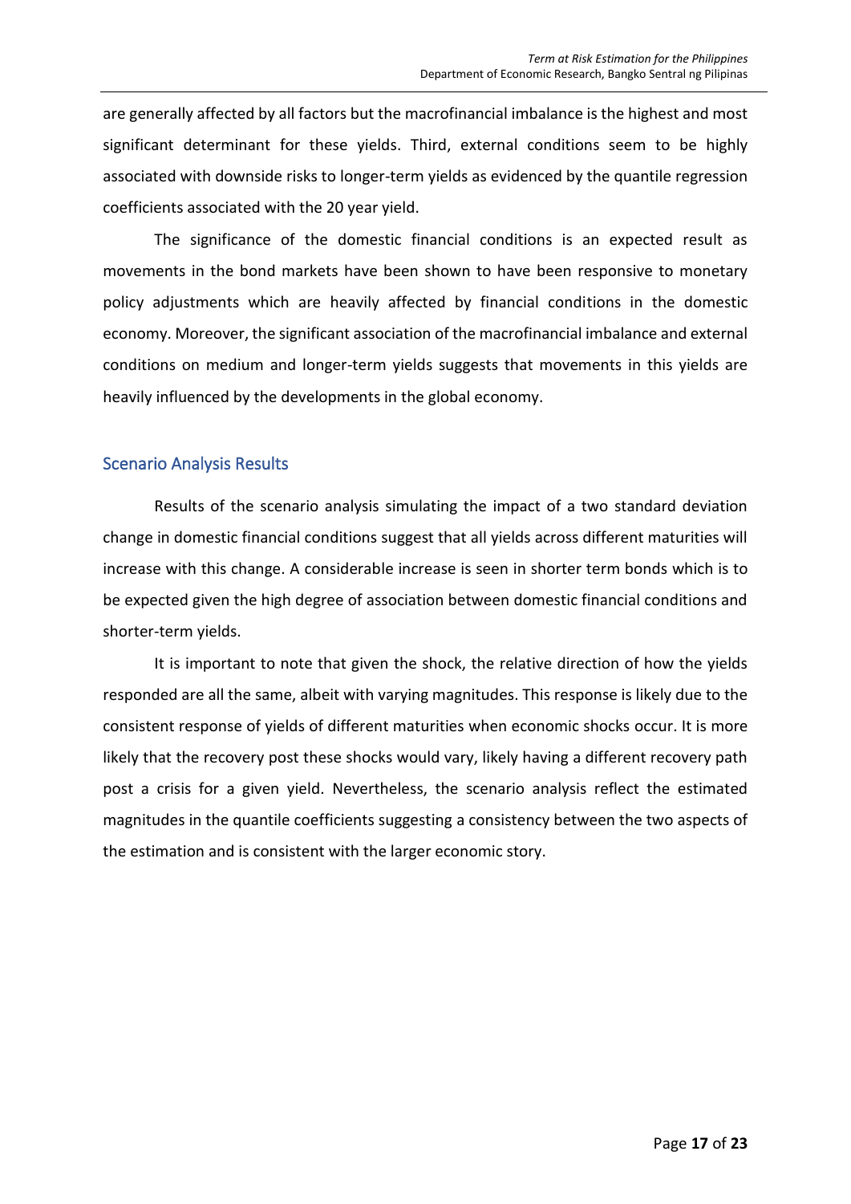are generally affected by all factors but the macrofinancial imbalance is the highest and most significant determinant for these yields. Third, external conditions seem to be highly associated with downside risks to longer-term yields as evidenced by the quantile regression coefficients associated with the 20 year yield.

The significance of the domestic financial conditions is an expected result as movements in the bond markets have been shown to have been responsive to monetary policy adjustments which are heavily affected by financial conditions in the domestic economy. Moreover, the significant association of the macrofinancial imbalance and external conditions on medium and longer-term yields suggests that movements in this yields are heavily influenced by the developments in the global economy.

## Scenario Analysis Results

Results of the scenario analysis simulating the impact of a two standard deviation change in domestic financial conditions suggest that all yields across different maturities will increase with this change. A considerable increase is seen in shorter term bonds which is to be expected given the high degree of association between domestic financial conditions and shorter-term yields.

It is important to note that given the shock, the relative direction of how the yields responded are all the same, albeit with varying magnitudes. This response is likely due to the consistent response of yields of different maturities when economic shocks occur. It is more likely that the recovery post these shocks would vary, likely having a different recovery path post a crisis for a given yield. Nevertheless, the scenario analysis reflect the estimated magnitudes in the quantile coefficients suggesting a consistency between the two aspects of the estimation and is consistent with the larger economic story.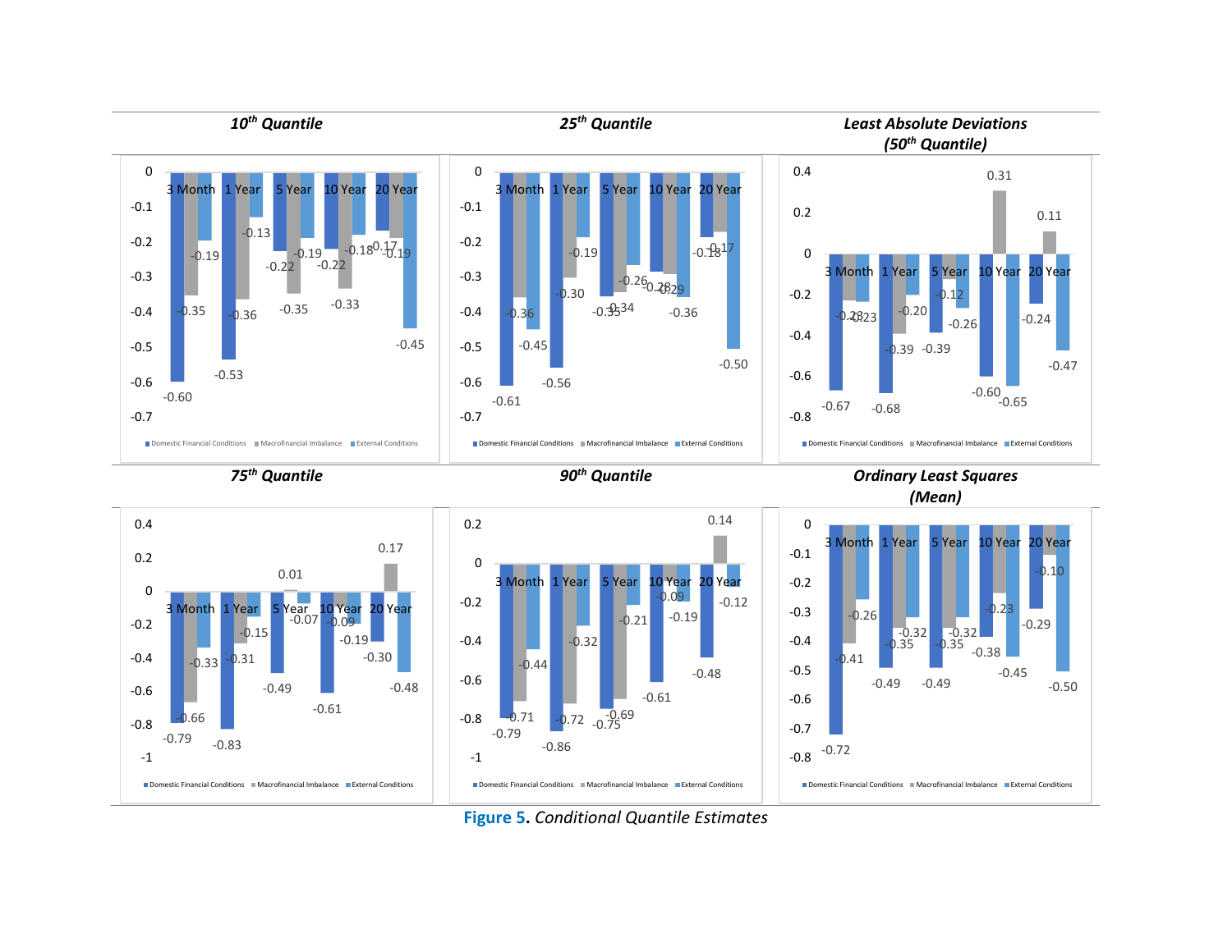| 10th Quantile | | | |
|---|---|---|---|
| | Domestic Financial Conditions | Macrofinancial Imbalance | External Conditions |
| 3 Month | -0.60 | -0.35 | -0.19 |
| 1 Year | -0.53 | -0.36 | -0.13 |
| 5 Year | -0.22 | -0.35 | -0.19 |
| 10 Year | -0.22 | -0.33 | -0.18 |
| 20 Year | -0.17 | -0.19 | -0.45 |

| 25th Quantile | | | |
|---|---|---|---|
| | Domestic Financial Conditions | Macrofinancial Imbalance | External Conditions |
| 3 Month | -0.61 | -0.36 | -0.45 |
| 1 Year | -0.56 | -0.30 | -0.19 |
| 5 Year | -0.35 | -0.34 | -0.26 |
| 10 Year | -0.28 | -0.29 | -0.36 |
| 20 Year | -0.18 | -0.17 | -0.50 |

| Least Absolute Deviations (50th Quantile) | | | |
|---|---|---|---|
| | Domestic Financial Conditions | Macrofinancial Imbalance | External Conditions |
| 3 Month | -0.67 | -0.23 | -0.23 |
| 1 Year | -0.68 | -0.39 | -0.20 |
| 5 Year | -0.39 | -0.12 | -0.26 |
| 10 Year | -0.60 | 0.31 | -0.65 |
| 20 Year | -0.24 | 0.11 | -0.47 |

| 75th Quantile | | | |
|---|---|---|---|
| | Domestic Financial Conditions | Macrofinancial Imbalance | External Conditions |
| 3 Month | -0.79 | -0.66 | -0.33 |
| 1 Year | -0.83 | -0.31 | -0.15 |
| 5 Year | -0.49 | 0.01 | -0.07 |
| 10 Year | -0.61 | -0.09 | -0.19 |
| 20 Year | -0.30 | 0.17 | -0.48 |

| 90th Quantile | | | |
|---|---|---|---|
| | Domestic Financial Conditions | Macrofinancial Imbalance | External Conditions |
| 3 Month | -0.79 | -0.71 | -0.44 |
| 1 Year | -0.86 | -0.72 | -0.32 |
| 5 Year | -0.75 | -0.69 | -0.21 |
| 10 Year | -0.61 | -0.09 | -0.19 |
| 20 Year | -0.48 | 0.14 | -0.12 |

| Ordinary Least Squares (Mean) | | | |
|---|---|---|---|
| | Domestic Financial Conditions | Macrofinancial Imbalance | External Conditions |
| 3 Month | -0.72 | -0.41 | -0.26 |
| 1 Year | -0.49 | -0.35 | -0.32 |
| 5 Year | -0.49 | -0.35 | -0.32 |
| 10 Year | -0.38 | -0.23 | -0.45 |
| 20 Year | -0.29 | -0.10 | -0.50 |

**Figure 5**. *Conditional Quantile Estimates*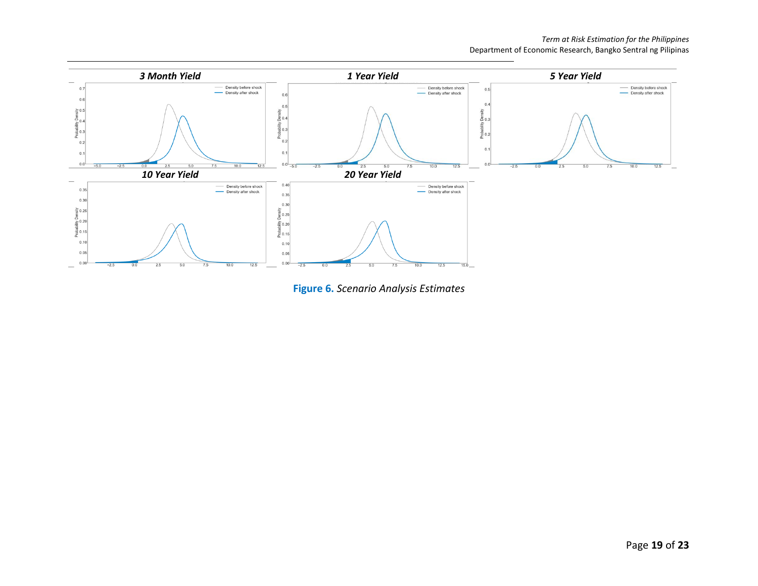**Figure 6.** *Scenario Analysis Estimates*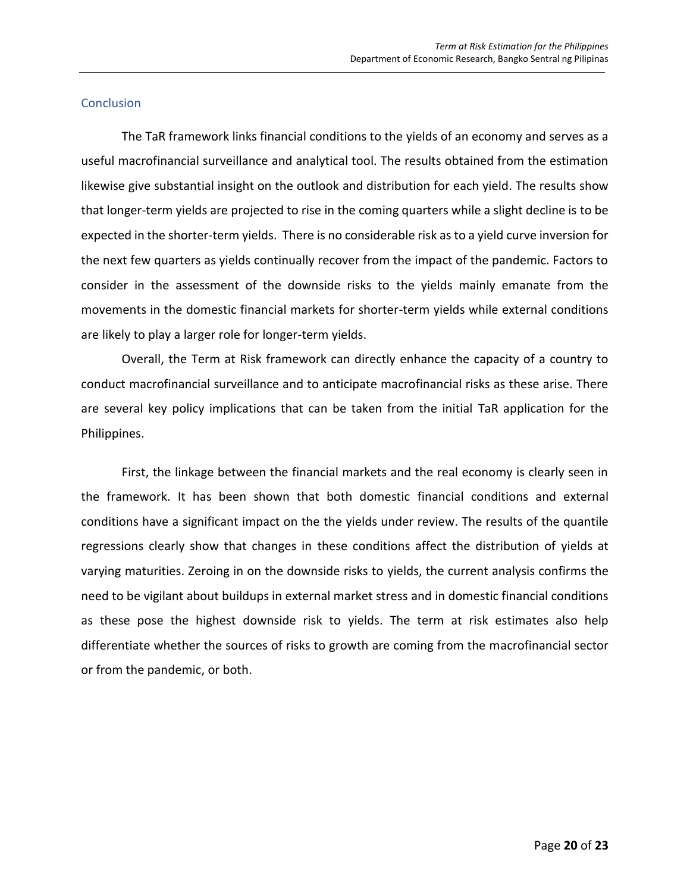## Conclusion

The TaR framework links financial conditions to the yields of an economy and serves as a useful macrofinancial surveillance and analytical tool. The results obtained from the estimation likewise give substantial insight on the outlook and distribution for each yield. The results show that longer-term yields are projected to rise in the coming quarters while a slight decline is to be expected in the shorter-term yields. There is no considerable risk as to a yield curve inversion for the next few quarters as yields continually recover from the impact of the pandemic. Factors to consider in the assessment of the downside risks to the yields mainly emanate from the movements in the domestic financial markets for shorter-term yields while external conditions are likely to play a larger role for longer-term yields.

Overall, the Term at Risk framework can directly enhance the capacity of a country to conduct macrofinancial surveillance and to anticipate macrofinancial risks as these arise. There are several key policy implications that can be taken from the initial TaR application for the Philippines.

First, the linkage between the financial markets and the real economy is clearly seen in the framework. It has been shown that both domestic financial conditions and external conditions have a significant impact on the the yields under review. The results of the quantile regressions clearly show that changes in these conditions affect the distribution of yields at varying maturities. Zeroing in on the downside risks to yields, the current analysis confirms the need to be vigilant about buildups in external market stress and in domestic financial conditions as these pose the highest downside risk to yields. The term at risk estimates also help differentiate whether the sources of risks to growth are coming from the macrofinancial sector or from the pandemic, or both.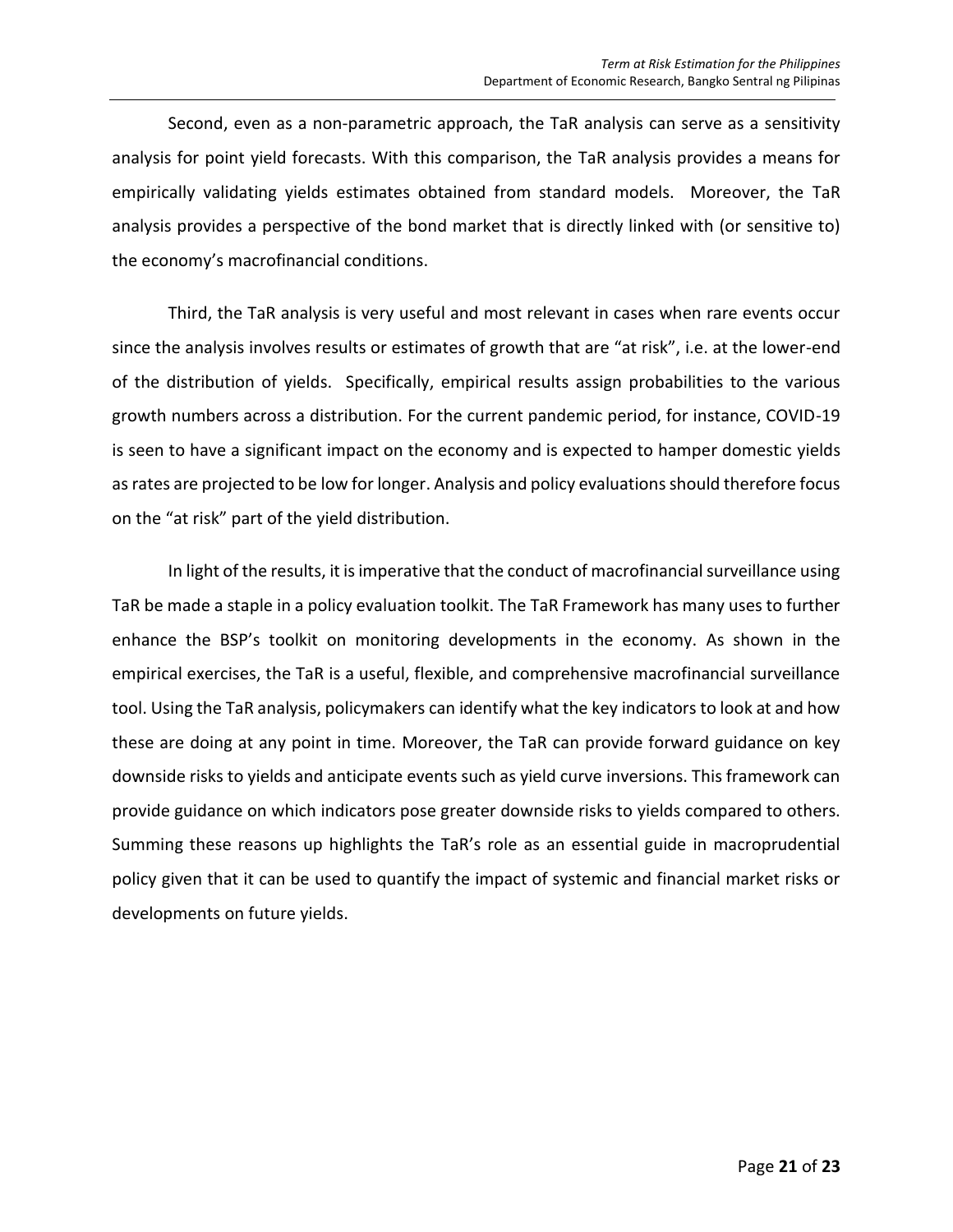Second, even as a non-parametric approach, the TaR analysis can serve as a sensitivity analysis for point yield forecasts. With this comparison, the TaR analysis provides a means for empirically validating yields estimates obtained from standard models. Moreover, the TaR analysis provides a perspective of the bond market that is directly linked with (or sensitive to) the economy's macrofinancial conditions.

Third, the TaR analysis is very useful and most relevant in cases when rare events occur since the analysis involves results or estimates of growth that are "at risk", i.e. at the lower-end of the distribution of yields. Specifically, empirical results assign probabilities to the various growth numbers across a distribution. For the current pandemic period, for instance, COVID-19 is seen to have a significant impact on the economy and is expected to hamper domestic yields as rates are projected to be low for longer. Analysis and policy evaluations should therefore focus on the "at risk" part of the yield distribution.

In light of the results, it is imperative that the conduct of macrofinancial surveillance using TaR be made a staple in a policy evaluation toolkit. The TaR Framework has many uses to further enhance the BSP's toolkit on monitoring developments in the economy. As shown in the empirical exercises, the TaR is a useful, flexible, and comprehensive macrofinancial surveillance tool. Using the TaR analysis, policymakers can identify what the key indicators to look at and how these are doing at any point in time. Moreover, the TaR can provide forward guidance on key downside risks to yields and anticipate events such as yield curve inversions. This framework can provide guidance on which indicators pose greater downside risks to yields compared to others. Summing these reasons up highlights the TaR's role as an essential guide in macroprudential policy given that it can be used to quantify the impact of systemic and financial market risks or developments on future yields.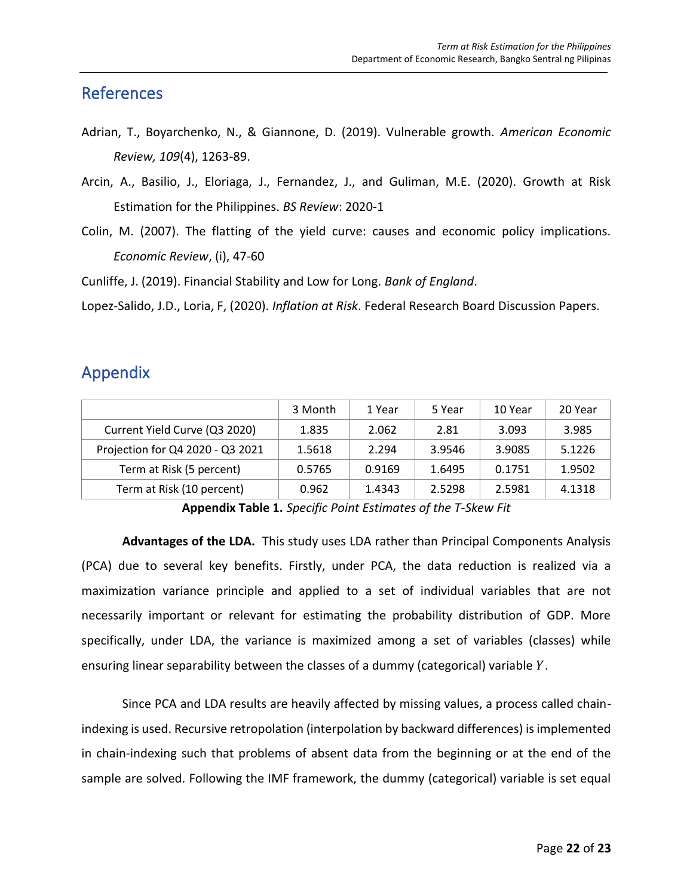## References

Adrian, T., Boyarchenko, N., & Giannone, D. (2019). Vulnerable growth. *American Economic Review, 109*(4), 1263-89.

Arcin, A., Basilio, J., Eloriaga, J., Fernandez, J., and Guliman, M.E. (2020). Growth at Risk Estimation for the Philippines. *BS Review*: 2020-1

Colin, M. (2007). The flatting of the yield curve: causes and economic policy implications. *Economic Review*, (i), 47-60

Cunliffe, J. (2019). Financial Stability and Low for Long. *Bank of England*.

Lopez-Salido, J.D., Loria, F, (2020). *Inflation at Risk*. Federal Research Board Discussion Papers.

## Appendix

| | 3 Month | 1 Year | 5 Year | 10 Year | 20 Year |
|---|---|---|---|---|---|
| Current Yield Curve (Q3 2020) | 1.835 | 2.062 | 2.81 | 3.093 | 3.985 |
| Projection for Q4 2020 - Q3 2021 | 1.5618 | 2.294 | 3.9546 | 3.9085 | 5.1226 |
| Term at Risk (5 percent) | 0.5765 | 0.9169 | 1.6495 | 0.1751 | 1.9502 |
| Term at Risk (10 percent) | 0.962 | 1.4343 | 2.5298 | 2.5981 | 4.1318 |

**Appendix Table 1.** *Specific Point Estimates of the T-Skew Fit*

**Advantages of the LDA.** This study uses LDA rather than Principal Components Analysis (PCA) due to several key benefits. Firstly, under PCA, the data reduction is realized via a maximization variance principle and applied to a set of individual variables that are not necessarily important or relevant for estimating the probability distribution of GDP. More specifically, under LDA, the variance is maximized among a set of variables (classes) while ensuring linear separability between the classes of a dummy (categorical) variable $Y$.

Since PCA and LDA results are heavily affected by missing values, a process called chain-indexing is used. Recursive retropolation (interpolation by backward differences) is implemented in chain-indexing such that problems of absent data from the beginning or at the end of the sample are solved. Following the IMF framework, the dummy (categorical) variable is set equal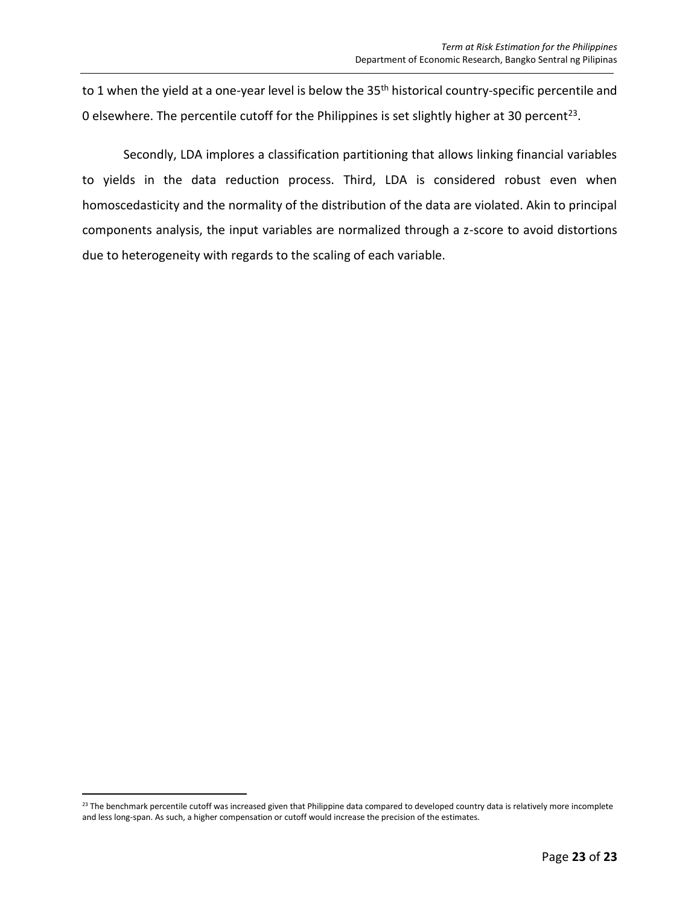to 1 when the yield at a one-year level is below the 35th historical country-specific percentile and 0 elsewhere. The percentile cutoff for the Philippines is set slightly higher at 30 percent[23].

Secondly, LDA implores a classification partitioning that allows linking financial variables to yields in the data reduction process. Third, LDA is considered robust even when homoscedasticity and the normality of the distribution of the data are violated. Akin to principal components analysis, the input variables are normalized through a z-score to avoid distortions due to heterogeneity with regards to the scaling of each variable.

---

[23] The benchmark percentile cutoff was increased given that Philippine data compared to developed country data is relatively more incomplete and less long-span. As such, a higher compensation or cutoff would increase the precision of the estimates.